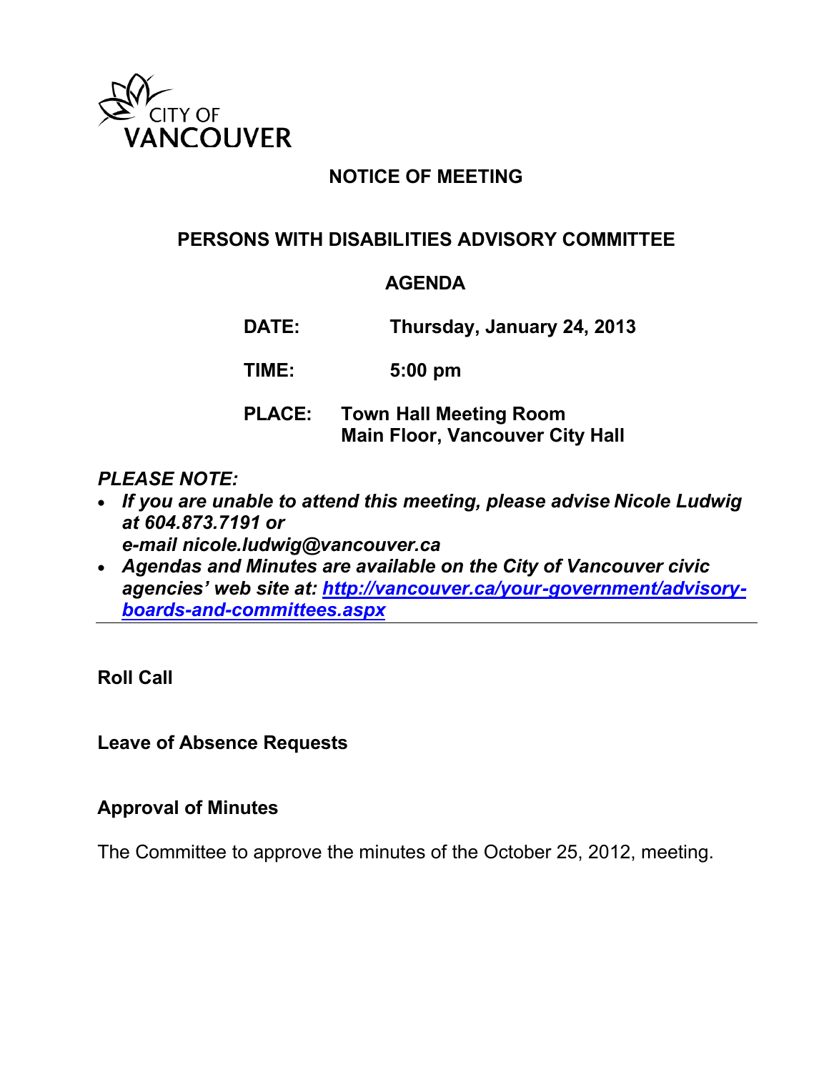CITY OF VANCOUVER

# NOTICE OF MEETING

## PERSONS WITH DISABILITIES ADVISORY COMMITTEE

### AGENDA

**DATE:** Thursday, January 24, 2013

**TIME:** 5:00 pm

**PLACE:** Town Hall Meeting Room
Main Floor, Vancouver City Hall

***PLEASE NOTE:***

- ***If you are unable to attend this meeting, please advise Nicole Ludwig at 604.873.7191 or e-mail nicole.ludwig@vancouver.ca***
- ***Agendas and Minutes are available on the City of Vancouver civic agencies' web site at: [http://vancouver.ca/your-government/advisory-boards-and-committees.aspx](http://vancouver.ca/your-government/advisory-boards-and-committees.aspx)***

---

**Roll Call**

**Leave of Absence Requests**

**Approval of Minutes**

The Committee to approve the minutes of the October 25, 2012, meeting.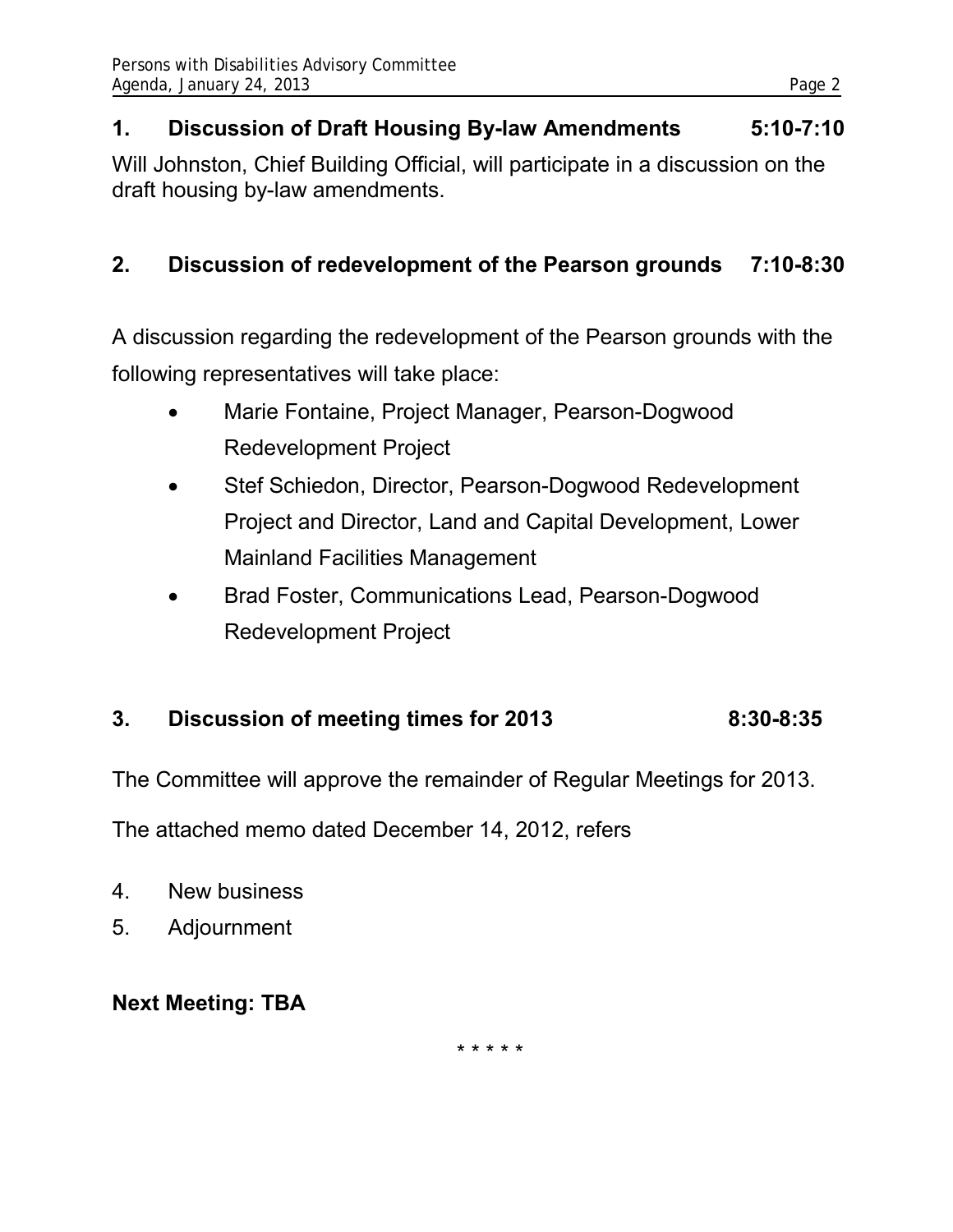## 1. Discussion of Draft Housing By-law Amendments 5:10-7:10

Will Johnston, Chief Building Official, will participate in a discussion on the draft housing by-law amendments.

## 2. Discussion of redevelopment of the Pearson grounds 7:10-8:30

A discussion regarding the redevelopment of the Pearson grounds with the following representatives will take place:

- Marie Fontaine, Project Manager, Pearson-Dogwood Redevelopment Project
- Stef Schiedon, Director, Pearson-Dogwood Redevelopment Project and Director, Land and Capital Development, Lower Mainland Facilities Management
- Brad Foster, Communications Lead, Pearson-Dogwood Redevelopment Project

## 3. Discussion of meeting times for 2013 8:30-8:35

The Committee will approve the remainder of Regular Meetings for 2013.

The attached memo dated December 14, 2012, refers

4. New business
5. Adjournment

**Next Meeting: TBA**

\* \* \* \* \*